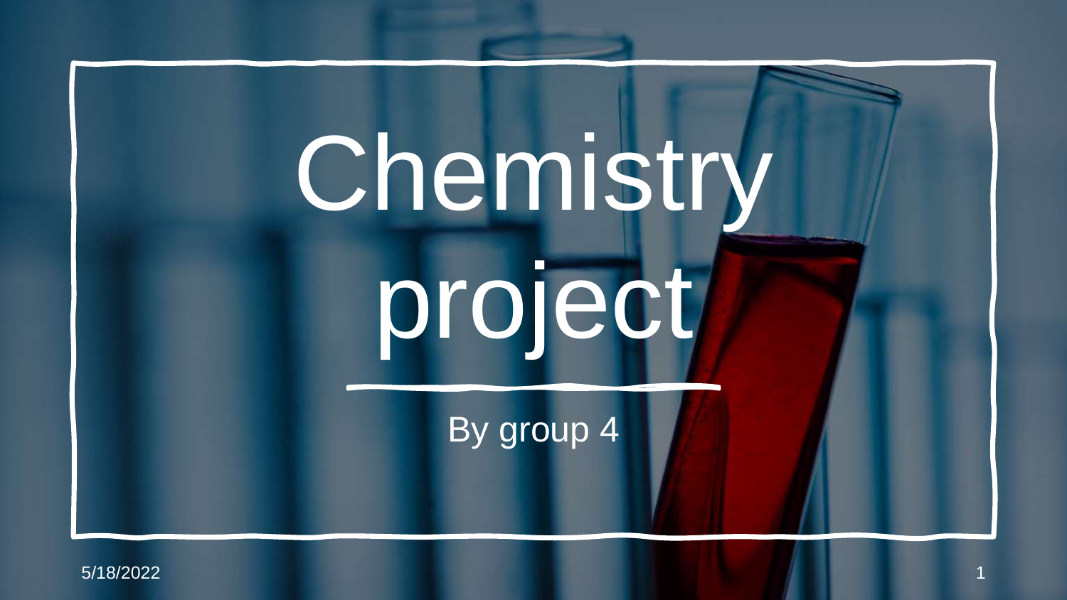# Chemistry project

By group 4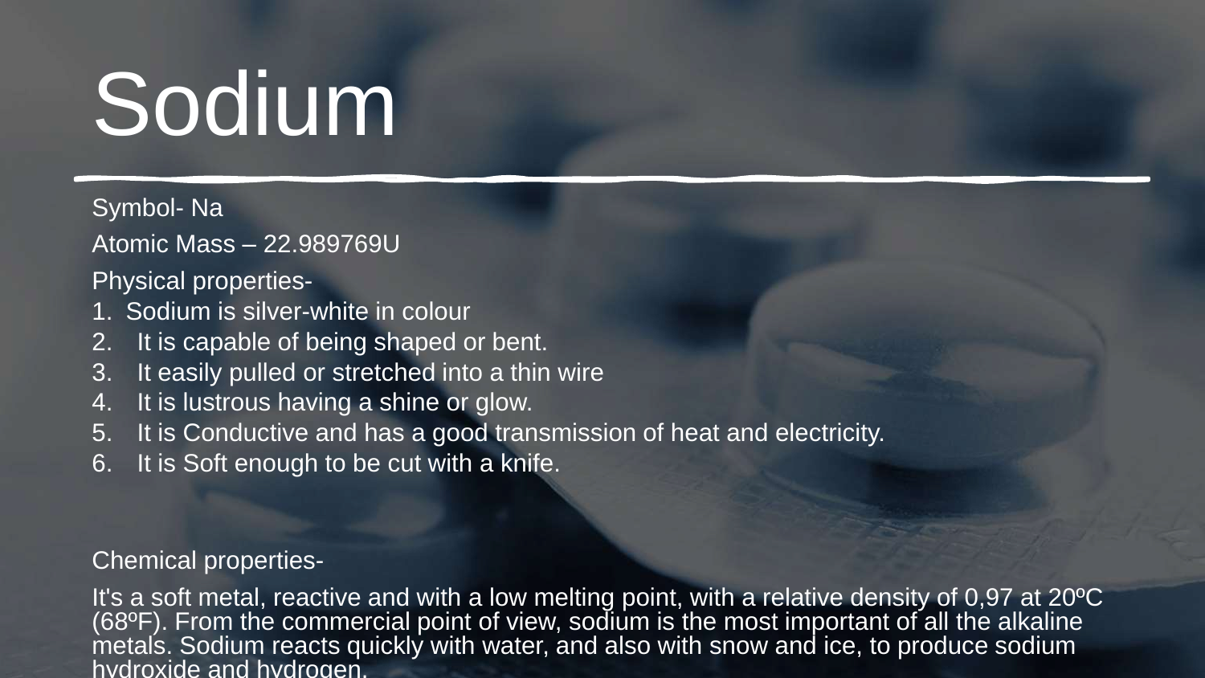# Sodium

Symbol- Na

Atomic Mass – 22.989769U

Physical properties-

1. Sodium is silver-white in colour
2. It is capable of being shaped or bent.
3. It easily pulled or stretched into a thin wire
4. It is lustrous having a shine or glow.
5. It is Conductive and has a good transmission of heat and electricity.
6. It is Soft enough to be cut with a knife.

Chemical properties-

It's a soft metal, reactive and with a low melting point, with a relative density of 0,97 at 20ºC (68ºF). From the commercial point of view, sodium is the most important of all the alkaline metals. Sodium reacts quickly with water, and also with snow and ice, to produce sodium hydroxide and hydrogen.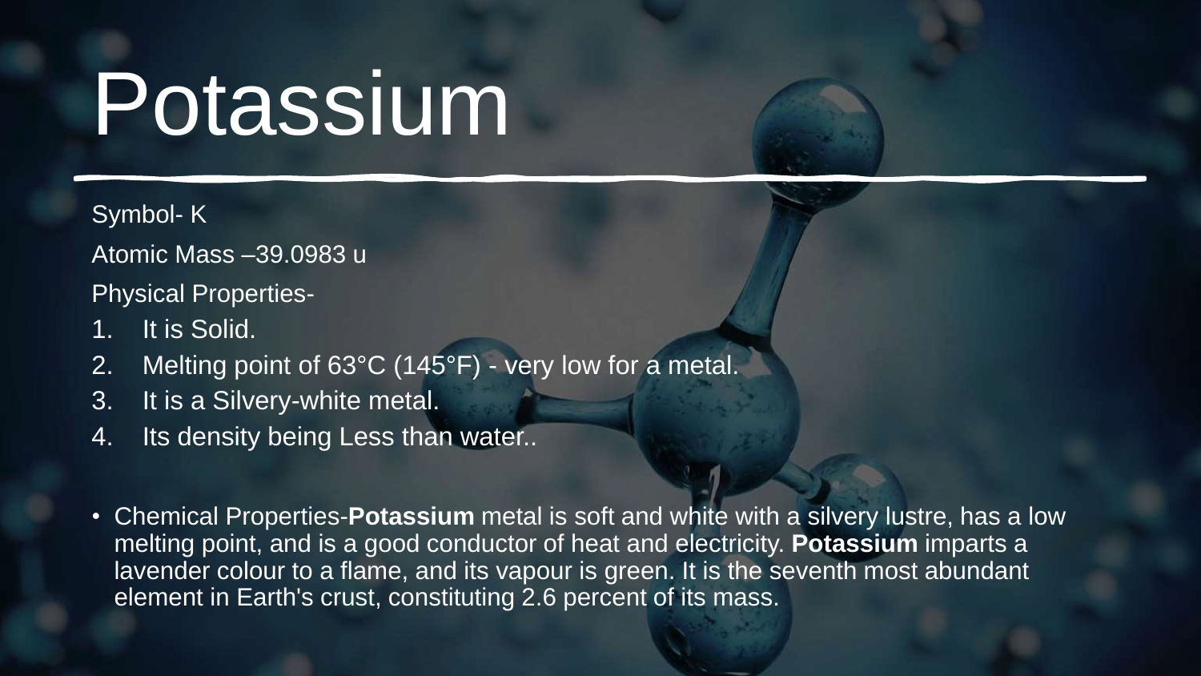# Potassium

Symbol- K

Atomic Mass –39.0983 u

Physical Properties-

1. It is Solid.
2. Melting point of 63°C (145°F) - very low for a metal.
3. It is a Silvery-white metal.
4. Its density being Less than water..

- Chemical Properties-**Potassium** metal is soft and white with a silvery lustre, has a low melting point, and is a good conductor of heat and electricity. **Potassium** imparts a lavender colour to a flame, and its vapour is green. It is the seventh most abundant element in Earth's crust, constituting 2.6 percent of its mass.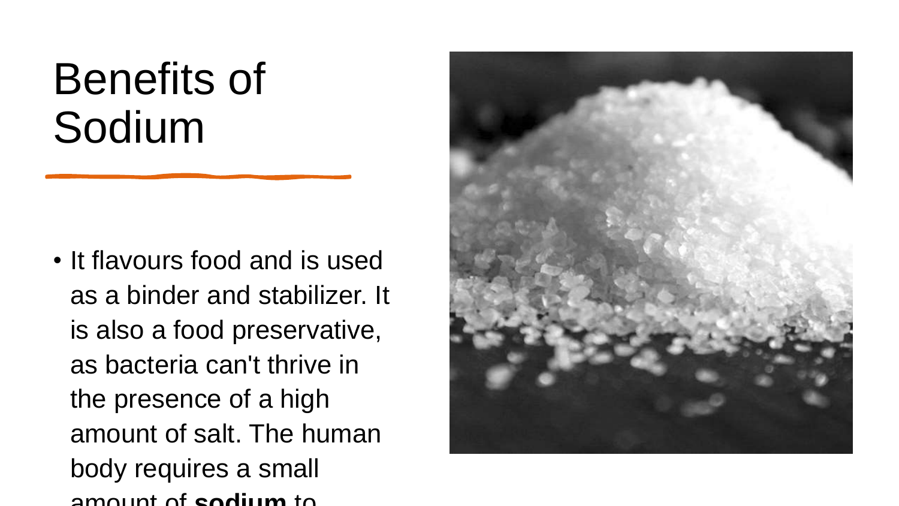# Benefits of Sodium

- It flavours food and is used as a binder and stabilizer. It is also a food preservative, as bacteria can't thrive in the presence of a high amount of salt. The human body requires a small amount of **sodium** to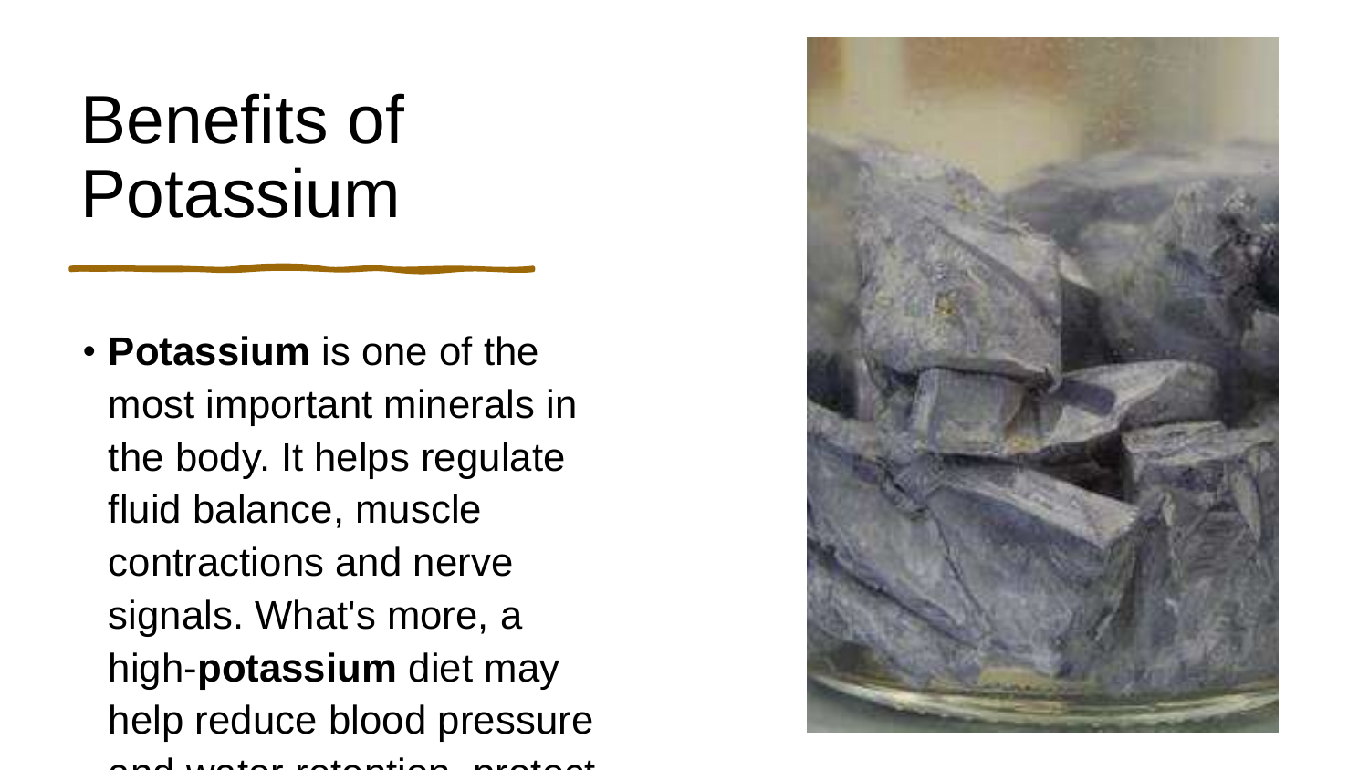# Benefits of Potassium

- **Potassium** is one of the most important minerals in the body. It helps regulate fluid balance, muscle contractions and nerve signals. What's more, a high-**potassium** diet may help reduce blood pressure and water retention, protect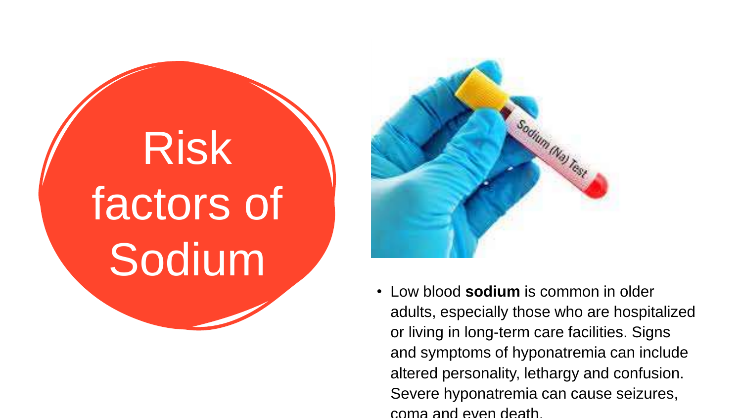# Risk factors of Sodium

- Low blood **sodium** is common in older adults, especially those who are hospitalized or living in long-term care facilities. Signs and symptoms of hyponatremia can include altered personality, lethargy and confusion. Severe hyponatremia can cause seizures, coma and even death.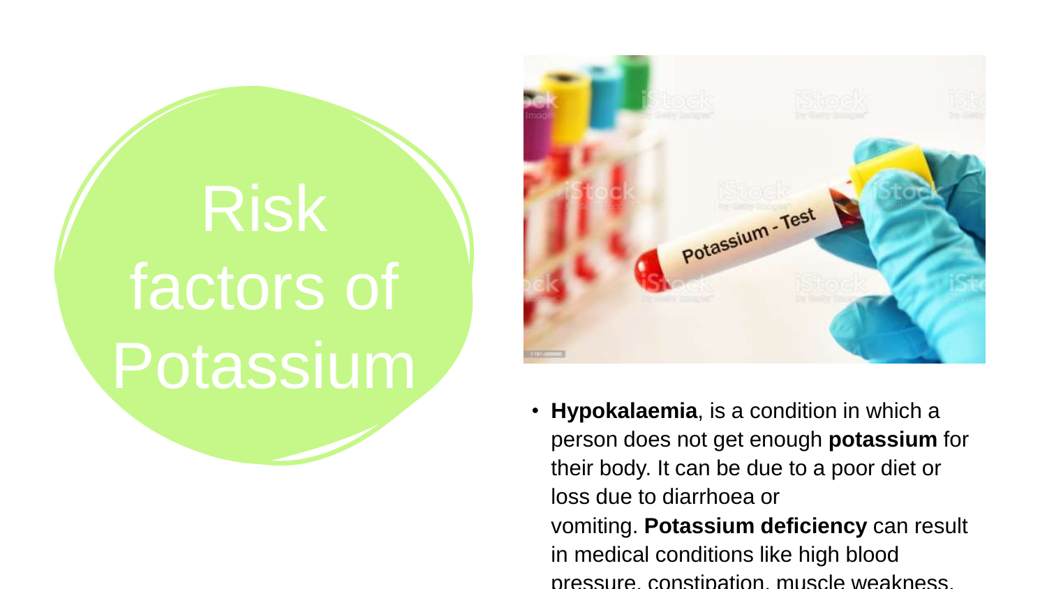# Risk factors of Potassium

- **Hypokalaemia**, is a condition in which a person does not get enough **potassium** for their body. It can be due to a poor diet or loss due to diarrhoea or vomiting. **Potassium deficiency** can result in medical conditions like high blood pressure, constipation, muscle weakness,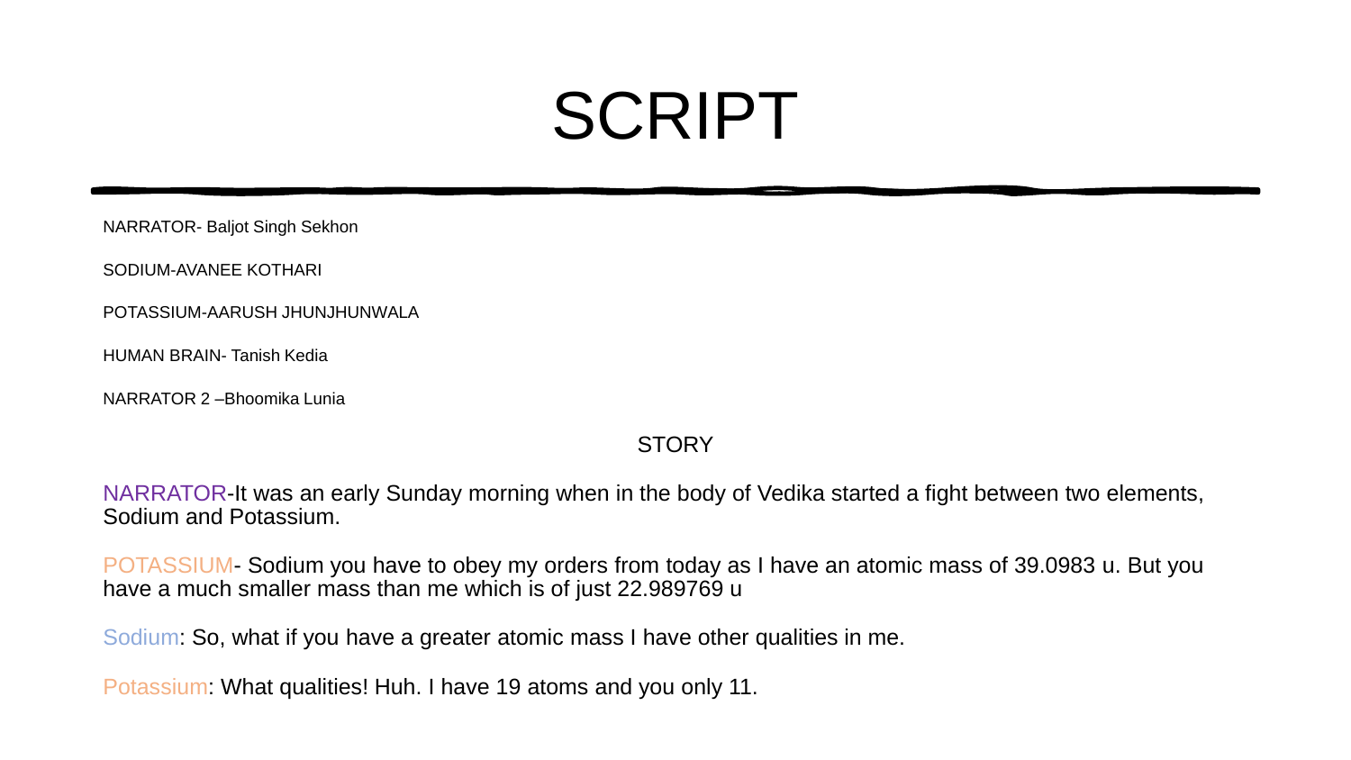# SCRIPT

NARRATOR- Baljot Singh Sekhon

SODIUM-AVANEE KOTHARI

POTASSIUM-AARUSH JHUNJHUNWALA

HUMAN BRAIN- Tanish Kedia

NARRATOR 2 –Bhoomika Lunia

## STORY

NARRATOR-It was an early Sunday morning when in the body of Vedika started a fight between two elements, Sodium and Potassium.

POTASSIUM- Sodium you have to obey my orders from today as I have an atomic mass of 39.0983 u. But you have a much smaller mass than me which is of just 22.989769 u

Sodium: So, what if you have a greater atomic mass I have other qualities in me.

Potassium: What qualities! Huh. I have 19 atoms and you only 11.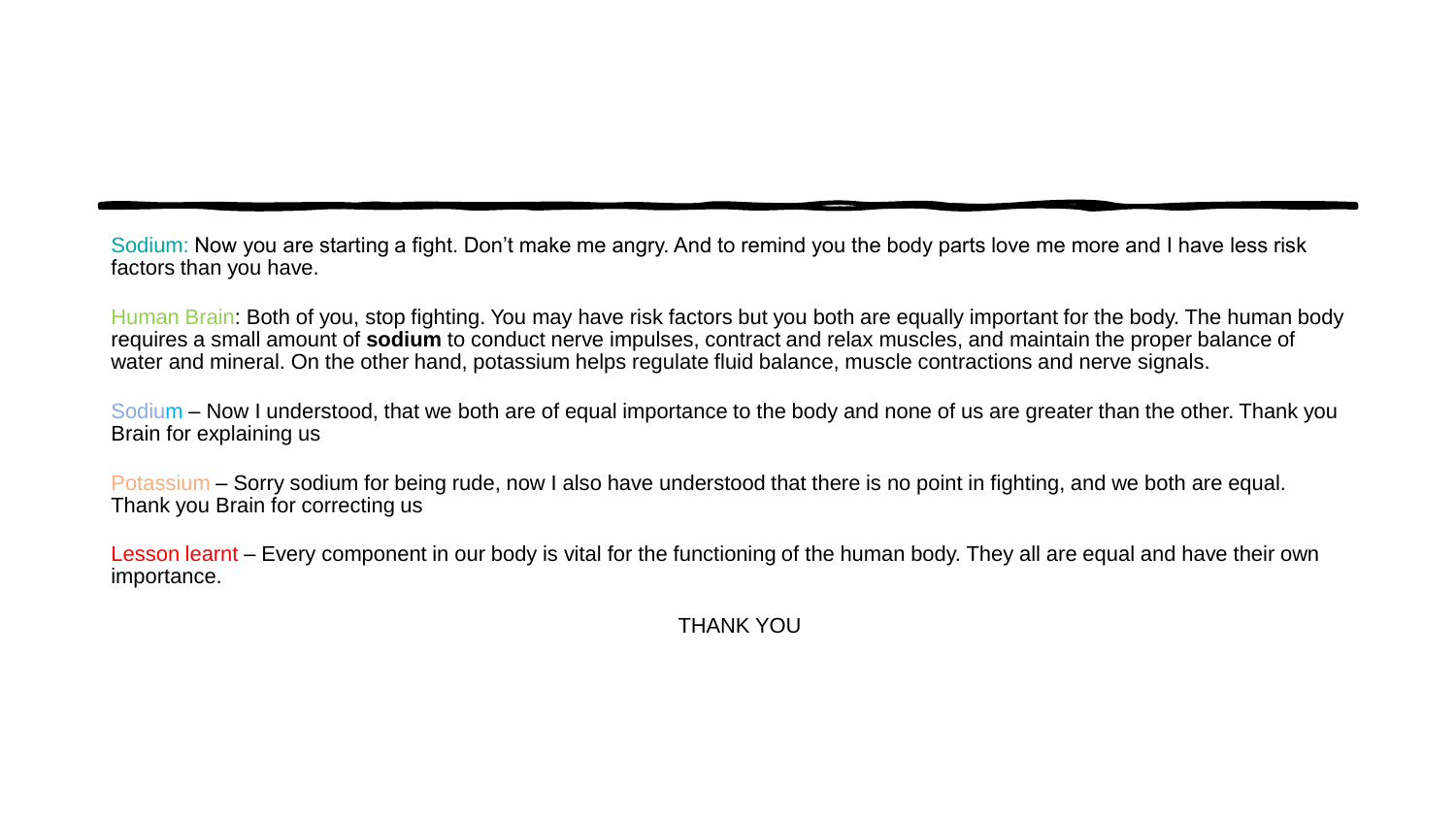---

Sodium: Now you are starting a fight. Don’t make me angry. And to remind you the body parts love me more and I have less risk factors than you have.

Human Brain: Both of you, stop fighting. You may have risk factors but you both are equally important for the body. The human body requires a small amount of **sodium** to conduct nerve impulses, contract and relax muscles, and maintain the proper balance of water and mineral. On the other hand, potassium helps regulate fluid balance, muscle contractions and nerve signals.

Sodium – Now I understood, that we both are of equal importance to the body and none of us are greater than the other. Thank you Brain for explaining us

Potassium – Sorry sodium for being rude, now I also have understood that there is no point in fighting, and we both are equal. Thank you Brain for correcting us

Lesson learnt – Every component in our body is vital for the functioning of the human body. They all are equal and have their own importance.

THANK YOU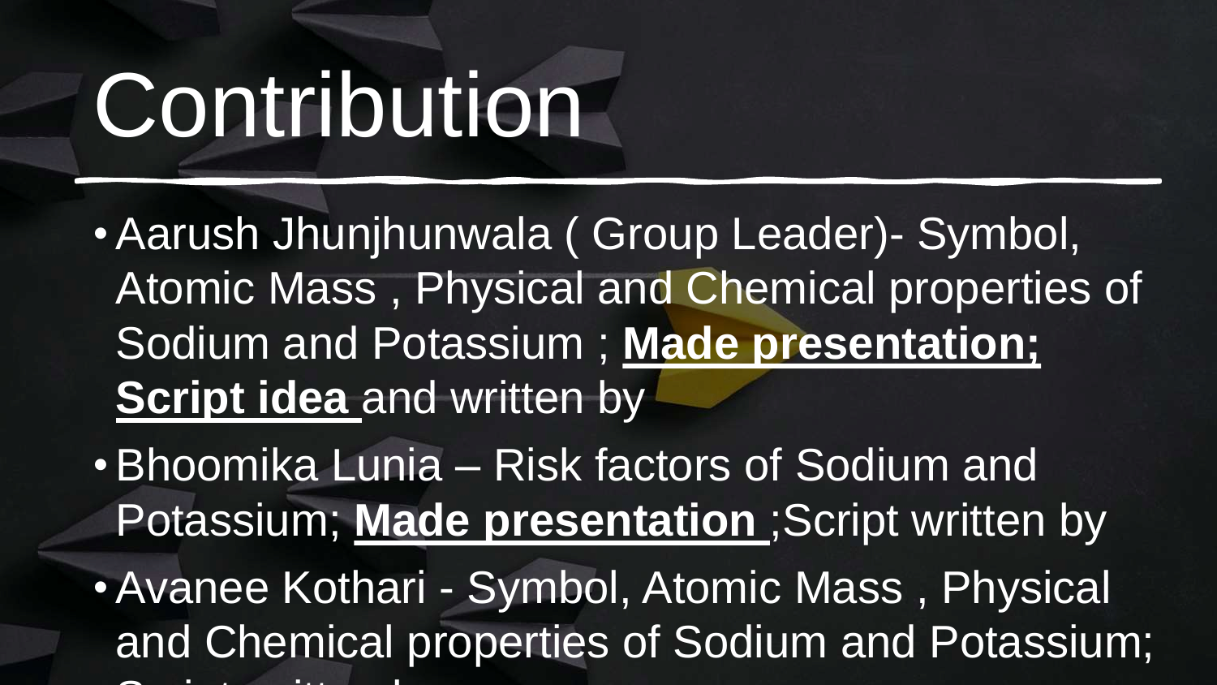# Contribution

- Aarush Jhunjhunwala ( Group Leader)- Symbol, Atomic Mass , Physical and Chemical properties of Sodium and Potassium ; **Made presentation; Script idea** and written by
- Bhoomika Lunia – Risk factors of Sodium and Potassium; **Made presentation** ;Script written by
- Avanee Kothari - Symbol, Atomic Mass , Physical and Chemical properties of Sodium and Potassium;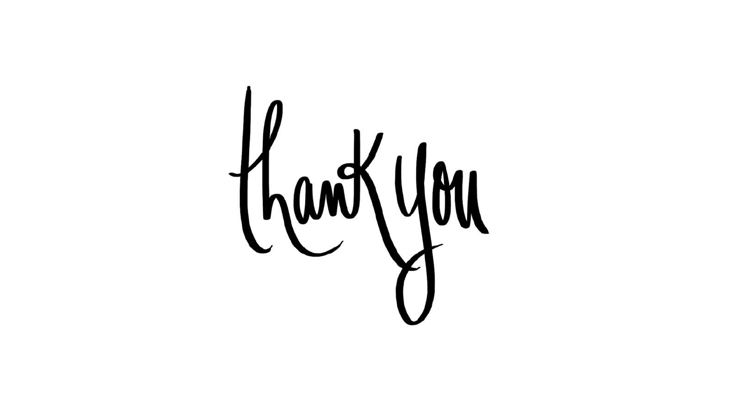thank you